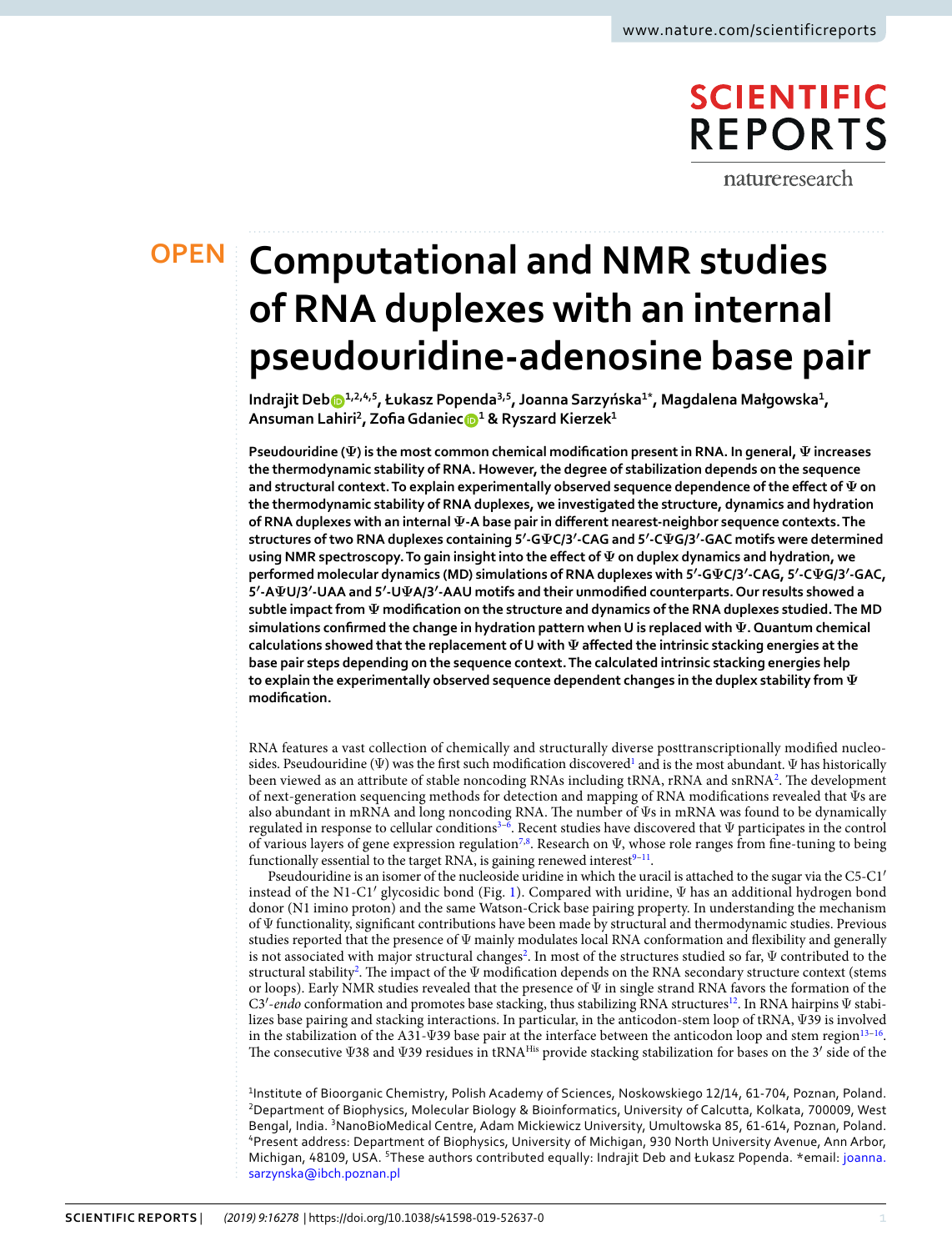OPEN

# Computational and NMR studies of RNA duplexes with an internal pseudouridine-adenosine base pair

**Indrajit Deb[1,2,4,5], Łukasz Popenda[3,5], Joanna Sarzyńska[1*], Magdalena Małgowska[1], Ansuman Lahiri[2], Zofia Gdaniec[1] & Ryszard Kierzek[1]**

**Pseudouridine (Ψ) is the most common chemical modification present in RNA. In general, Ψ increases the thermodynamic stability of RNA. However, the degree of stabilization depends on the sequence and structural context. To explain experimentally observed sequence dependence of the effect of Ψ on the thermodynamic stability of RNA duplexes, we investigated the structure, dynamics and hydration of RNA duplexes with an internal Ψ-A base pair in different nearest-neighbor sequence contexts. The structures of two RNA duplexes containing 5′-GΨC/3′-CAG and 5′-CΨG/3′-GAC motifs were determined using NMR spectroscopy. To gain insight into the effect of Ψ on duplex dynamics and hydration, we performed molecular dynamics (MD) simulations of RNA duplexes with 5′-GΨC/3′-CAG, 5′-CΨG/3′-GAC, 5′-AΨU/3′-UAA and 5′-UΨA/3′-AAU motifs and their unmodified counterparts. Our results showed a subtle impact from Ψ modification on the structure and dynamics of the RNA duplexes studied. The MD simulations confirmed the change in hydration pattern when U is replaced with Ψ. Quantum chemical calculations showed that the replacement of U with Ψ affected the intrinsic stacking energies at the base pair steps depending on the sequence context. The calculated intrinsic stacking energies help to explain the experimentally observed sequence dependent changes in the duplex stability from Ψ modification.**

RNA features a vast collection of chemically and structurally diverse posttranscriptionally modified nucleosides. Pseudouridine (Ψ) was the first such modification discovered[1] and is the most abundant. Ψ has historically been viewed as an attribute of stable noncoding RNAs including tRNA, rRNA and snRNA[2]. The development of next-generation sequencing methods for detection and mapping of RNA modifications revealed that Ψs are also abundant in mRNA and long noncoding RNA. The number of Ψs in mRNA was found to be dynamically regulated in response to cellular conditions[3–6]. Recent studies have discovered that Ψ participates in the control of various layers of gene expression regulation[7,8]. Research on Ψ, whose role ranges from fine-tuning to being functionally essential to the target RNA, is gaining renewed interest[9–11].

Pseudouridine is an isomer of the nucleoside uridine in which the uracil is attached to the sugar via the C5-C1′ instead of the N1-C1′ glycosidic bond (Fig. 1). Compared with uridine, Ψ has an additional hydrogen bond donor (N1 imino proton) and the same Watson-Crick base pairing property. In understanding the mechanism of Ψ functionality, significant contributions have been made by structural and thermodynamic studies. Previous studies reported that the presence of Ψ mainly modulates local RNA conformation and flexibility and generally is not associated with major structural changes[2]. In most of the structures studied so far, Ψ contributed to the structural stability[2]. The impact of the Ψ modification depends on the RNA secondary structure context (stems or loops). Early NMR studies revealed that the presence of Ψ in single strand RNA favors the formation of the C3′-*endo* conformation and promotes base stacking, thus stabilizing RNA structures[12]. In RNA hairpins Ψ stabilizes base pairing and stacking interactions. In particular, in the anticodon-stem loop of tRNA, Ψ39 is involved in the stabilization of the A31-Ψ39 base pair at the interface between the anticodon loop and stem region[13–16]. The consecutive Ψ38 and Ψ39 residues in tRNA$^{His}$ provide stacking stabilization for bases on the 3′ side of the

[1]Institute of Bioorganic Chemistry, Polish Academy of Sciences, Noskowskiego 12/14, 61-704, Poznan, Poland. [2]Department of Biophysics, Molecular Biology & Bioinformatics, University of Calcutta, Kolkata, 700009, West Bengal, India. [3]NanoBioMedical Centre, Adam Mickiewicz University, Umultowska 85, 61-614, Poznan, Poland. [4]Present address: Department of Biophysics, University of Michigan, 930 North University Avenue, Ann Arbor, Michigan, 48109, USA. [5]These authors contributed equally: Indrajit Deb and Łukasz Popenda. *email: joanna.sarzynska@ibch.poznan.pl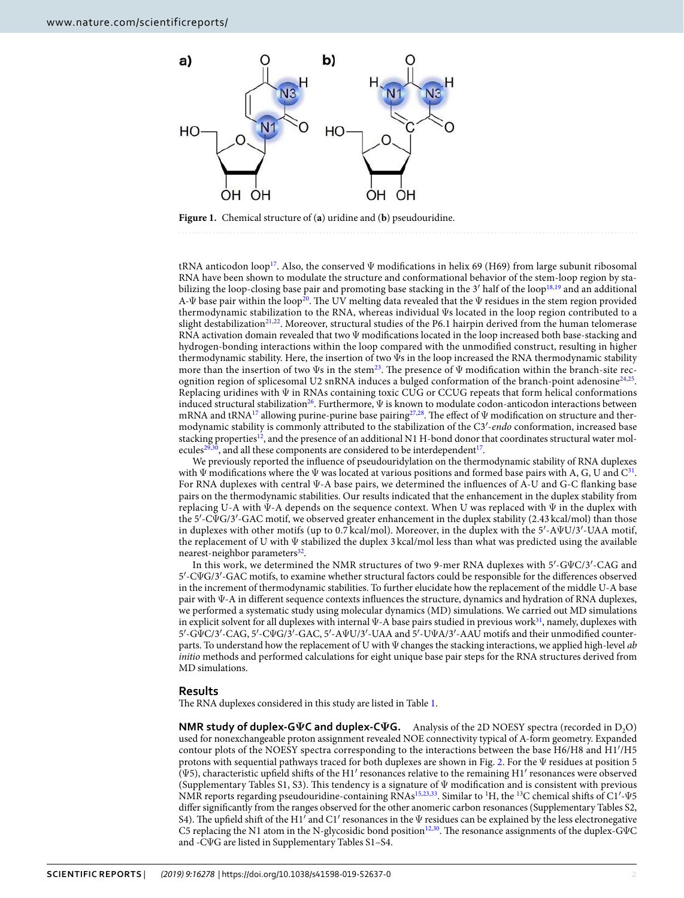**Figure 1.** Chemical structure of (**a**) uridine and (**b**) pseudouridine.

tRNA anticodon loop[17]. Also, the conserved Ψ modifications in helix 69 (H69) from large subunit ribosomal RNA have been shown to modulate the structure and conformational behavior of the stem-loop region by stabilizing the loop-closing base pair and promoting base stacking in the 3′ half of the loop[18,19] and an additional A-Ψ base pair within the loop[20]. The UV melting data revealed that the Ψ residues in the stem region provided thermodynamic stabilization to the RNA, whereas individual Ψs located in the loop region contributed to a slight destabilization[21,22]. Moreover, structural studies of the P6.1 hairpin derived from the human telomerase RNA activation domain revealed that two Ψ modifications located in the loop increased both base-stacking and hydrogen-bonding interactions within the loop compared with the unmodified construct, resulting in higher thermodynamic stability. Here, the insertion of two Ψs in the loop increased the RNA thermodynamic stability more than the insertion of two Ψs in the stem[23]. The presence of Ψ modification within the branch-site recognition region of spliceosomal U2 snRNA induces a bulged conformation of the branch-point adenosine[24,25]. Replacing uridines with Ψ in RNAs containing toxic CUG or CCUG repeats that form helical conformations induced structural stabilization[26]. Furthermore, Ψ is known to modulate codon-anticodon interactions between mRNA and tRNA[17] allowing purine-purine base pairing[27,28]. The effect of Ψ modification on structure and thermodynamic stability is commonly attributed to the stabilization of the C3′-*endo* conformation, increased base stacking properties[12], and the presence of an additional N1 H-bond donor that coordinates structural water molecules[29,30], and all these components are considered to be interdependent[17].

We previously reported the influence of pseudouridylation on the thermodynamic stability of RNA duplexes with Ψ modifications where the Ψ was located at various positions and formed base pairs with A, G, U and C[31]. For RNA duplexes with central Ψ-A base pairs, we determined the influences of A-U and G-C flanking base pairs on the thermodynamic stabilities. Our results indicated that the enhancement in the duplex stability from replacing U-A with Ψ-A depends on the sequence context. When U was replaced with Ψ in the duplex with the 5′-CΨG/3′-GAC motif, we observed greater enhancement in the duplex stability (2.43 kcal/mol) than those in duplexes with other motifs (up to 0.7 kcal/mol). Moreover, in the duplex with the 5′-AΨU/3′-UAA motif, the replacement of U with Ψ stabilized the duplex 3 kcal/mol less than what was predicted using the available nearest-neighbor parameters[32].

In this work, we determined the NMR structures of two 9-mer RNA duplexes with 5′-GΨC/3′-CAG and 5′-CΨG/3′-GAC motifs, to examine whether structural factors could be responsible for the differences observed in the increment of thermodynamic stabilities. To further elucidate how the replacement of the middle U-A base pair with Ψ-A in different sequence contexts influences the structure, dynamics and hydration of RNA duplexes, we performed a systematic study using molecular dynamics (MD) simulations. We carried out MD simulations in explicit solvent for all duplexes with internal Ψ-A base pairs studied in previous work[31], namely, duplexes with 5′-GΨC/3′-CAG, 5′-CΨG/3′-GAC, 5′-AΨU/3′-UAA and 5′-UΨA/3′-AAU motifs and their unmodified counterparts. To understand how the replacement of U with Ψ changes the stacking interactions, we applied high-level *ab initio* methods and performed calculations for eight unique base pair steps for the RNA structures derived from MD simulations.

## Results

The RNA duplexes considered in this study are listed in Table 1.

**NMR study of duplex-GΨC and duplex-CΨG.** Analysis of the 2D NOESY spectra (recorded in $D_2O$) used for nonexchangeable proton assignment revealed NOE connectivity typical of A-form geometry. Expanded contour plots of the NOESY spectra corresponding to the interactions between the base H6/H8 and H1′/H5 protons with sequential pathways traced for both duplexes are shown in Fig. 2. For the Ψ residues at position 5 (Ψ5), characteristic upfield shifts of the H1′ resonances relative to the remaining H1′ resonances were observed (Supplementary Tables S1, S3). This tendency is a signature of Ψ modification and is consistent with previous NMR reports regarding pseudouridine-containing RNAs[15,23,33]. Similar to $^{1}H$, the $^{13}C$ chemical shifts of C1′-Ψ5 differ significantly from the ranges observed for the other anomeric carbon resonances (Supplementary Tables S2, S4). The upfield shift of the H1′ and C1′ resonances in the Ψ residues can be explained by the less electronegative C5 replacing the N1 atom in the N-glycosidic bond position[12,30]. The resonance assignments of the duplex-GΨC and -CΨG are listed in Supplementary Tables S1–S4.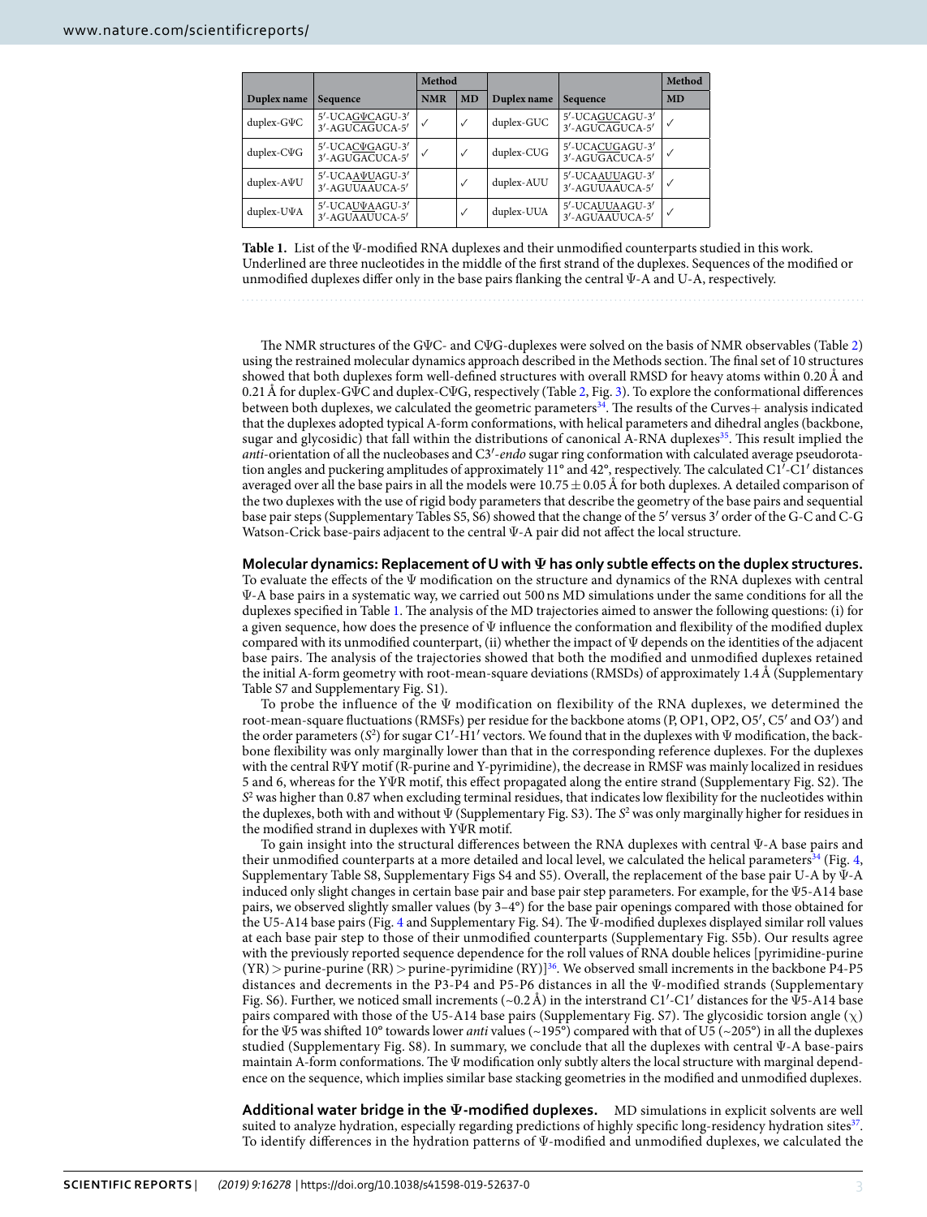| Duplex name | Sequence | Method | | Duplex name | Sequence | Method |
|---|---|---|---|---|---|---|
| | | NMR | MD | | | MD |
| duplex-GΨC | 5′-UCAGΨCAGU-3′<br>3′-AGUCAGUCA-5′ | ✓ | ✓ | duplex-GUC | 5′-UCAGUCAGU-3′<br>3′-AGUCAGUCA-5′ | ✓ |
| duplex-CΨG | 5′-UCACΨGAGU-3′<br>3′-AGUGACUCA-5′ | ✓ | ✓ | duplex-CUG | 5′-UCACUGAGU-3′<br>3′-AGUGACUCA-5′ | ✓ |
| duplex-AΨU | 5′-UCAAΨUAGU-3′<br>3′-AGUUAAUCA-5′ | | ✓ | duplex-AUU | 5′-UCAAUUAGU-3′<br>3′-AGUUAAUCA-5′ | ✓ |
| duplex-UΨA | 5′-UCAUΨAAGU-3′<br>3′-AGUAAUUCA-5′ | | ✓ | duplex-UUA | 5′-UCAUUAAGU-3′<br>3′-AGUAAUUCA-5′ | ✓ |

**Table 1.** List of the Ψ-modified RNA duplexes and their unmodified counterparts studied in this work. Underlined are three nucleotides in the middle of the first strand of the duplexes. Sequences of the modified or unmodified duplexes differ only in the base pairs flanking the central Ψ-A and U-A, respectively.

The NMR structures of the GΨC- and CΨG-duplexes were solved on the basis of NMR observables (Table 2) using the restrained molecular dynamics approach described in the Methods section. The final set of 10 structures showed that both duplexes form well-defined structures with overall RMSD for heavy atoms within 0.20 Å and 0.21 Å for duplex-GΨC and duplex-CΨG, respectively (Table 2, Fig. 3). To explore the conformational differences between both duplexes, we calculated the geometric parameters[34]. The results of the Curves+ analysis indicated that the duplexes adopted typical A-form conformations, with helical parameters and dihedral angles (backbone, sugar and glycosidic) that fall within the distributions of canonical A-RNA duplexes[35]. This result implied the *anti*-orientation of all the nucleobases and C3′-*endo* sugar ring conformation with calculated average pseudorotation angles and puckering amplitudes of approximately 11° and 42°, respectively. The calculated C1′-C1′ distances averaged over all the base pairs in all the models were 10.75 ± 0.05 Å for both duplexes. A detailed comparison of the two duplexes with the use of rigid body parameters that describe the geometry of the base pairs and sequential base pair steps (Supplementary Tables S5, S6) showed that the change of the 5′ versus 3′ order of the G-C and C-G Watson-Crick base-pairs adjacent to the central Ψ-A pair did not affect the local structure.

### Molecular dynamics: Replacement of U with Ψ has only subtle effects on the duplex structures.

To evaluate the effects of the Ψ modification on the structure and dynamics of the RNA duplexes with central Ψ-A base pairs in a systematic way, we carried out 500 ns MD simulations under the same conditions for all the duplexes specified in Table 1. The analysis of the MD trajectories aimed to answer the following questions: (i) for a given sequence, how does the presence of Ψ influence the conformation and flexibility of the modified duplex compared with its unmodified counterpart, (ii) whether the impact of Ψ depends on the identities of the adjacent base pairs. The analysis of the trajectories showed that both the modified and unmodified duplexes retained the initial A-form geometry with root-mean-square deviations (RMSDs) of approximately 1.4 Å (Supplementary Table S7 and Supplementary Fig. S1).

To probe the influence of the Ψ modification on flexibility of the RNA duplexes, we determined the root-mean-square fluctuations (RMSFs) per residue for the backbone atoms (P, OP1, OP2, O5′, C5′ and O3′) and the order parameters ($S^2$) for sugar C1′-H1′ vectors. We found that in the duplexes with Ψ modification, the backbone flexibility was only marginally lower than that in the corresponding reference duplexes. For the duplexes with the central RΨY motif (R-purine and Y-pyrimidine), the decrease in RMSF was mainly localized in residues 5 and 6, whereas for the YΨR motif, this effect propagated along the entire strand (Supplementary Fig. S2). The $S^2$ was higher than 0.87 when excluding terminal residues, that indicates low flexibility for the nucleotides within the duplexes, both with and without Ψ (Supplementary Fig. S3). The $S^2$ was only marginally higher for residues in the modified strand in duplexes with YΨR motif.

To gain insight into the structural differences between the RNA duplexes with central Ψ-A base pairs and their unmodified counterparts at a more detailed and local level, we calculated the helical parameters[34] (Fig. 4, Supplementary Table S8, Supplementary Figs S4 and S5). Overall, the replacement of the base pair U-A by Ψ-A induced only slight changes in certain base pair and base pair step parameters. For example, for the Ψ5-A14 base pairs, we observed slightly smaller values (by 3–4°) for the base pair openings compared with those obtained for the U5-A14 base pairs (Fig. 4 and Supplementary Fig. S4). The Ψ-modified duplexes displayed similar roll values at each base pair step to those of their unmodified counterparts (Supplementary Fig. S5b). Our results agree with the previously reported sequence dependence for the roll values of RNA double helices [pyrimidine-purine (YR) > purine-purine (RR) > purine-pyrimidine (RY)][36]. We observed small increments in the backbone P4-P5 distances and decrements in the P3-P4 and P5-P6 distances in all the Ψ-modified strands (Supplementary Fig. S6). Further, we noticed small increments (~0.2 Å) in the interstrand C1′-C1′ distances for the Ψ5-A14 base pairs compared with those of the U5-A14 base pairs (Supplementary Fig. S7). The glycosidic torsion angle (χ) for the Ψ5 was shifted 10° towards lower *anti* values (~195°) compared with that of U5 (~205°) in all the duplexes studied (Supplementary Fig. S8). In summary, we conclude that all the duplexes with central Ψ-A base-pairs maintain A-form conformations. The Ψ modification only subtly alters the local structure with marginal dependence on the sequence, which implies similar base stacking geometries in the modified and unmodified duplexes.

### Additional water bridge in the Ψ-modified duplexes.

MD simulations in explicit solvents are well suited to analyze hydration, especially regarding predictions of highly specific long-residency hydration sites[37]. To identify differences in the hydration patterns of Ψ-modified and unmodified duplexes, we calculated the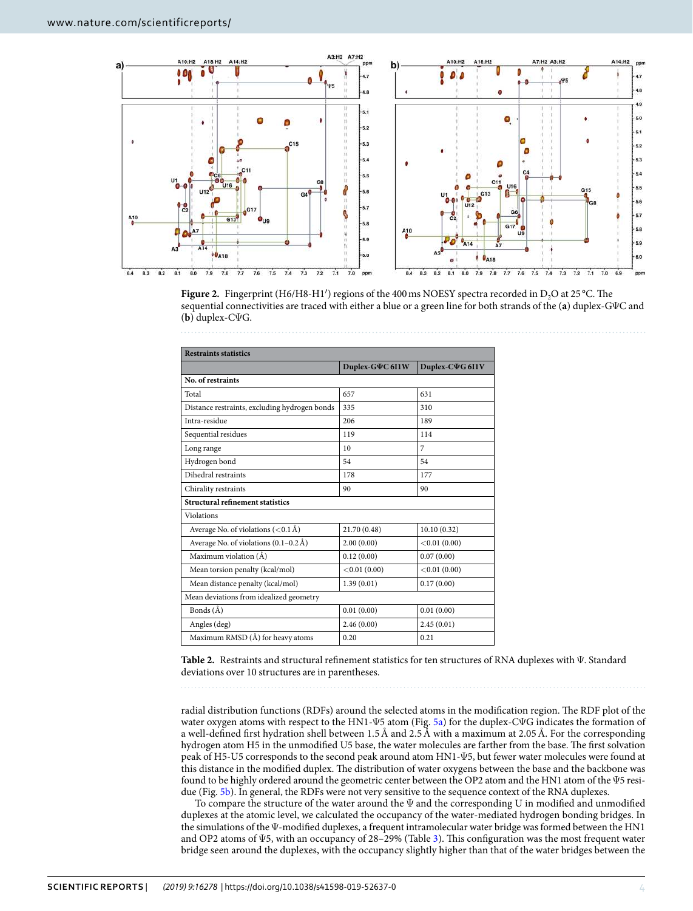**Figure 2.** Fingerprint (H6/H8-H1′) regions of the 400 ms NOESY spectra recorded in $D_2O$ at 25 °C. The sequential connectivities are traced with either a blue or a green line for both strands of the (**a**) duplex-GΨC and (**b**) duplex-CΨG.

| Restraints statistics | | |
|---|---|---|
| | Duplex-GΨC 6I1W | Duplex-CΨG 6I1V |
| **No. of restraints** | | |
| Total | 657 | 631 |
| Distance restraints, excluding hydrogen bonds | 335 | 310 |
| Intra-residue | 206 | 189 |
| Sequential residues | 119 | 114 |
| Long range | 10 | 7 |
| Hydrogen bond | 54 | 54 |
| Dihedral restraints | 178 | 177 |
| Chirality restraints | 90 | 90 |
| **Structural refinement statistics** | | |
| Violations | | |
| Average No. of violations (<0.1 Å) | 21.70 (0.48) | 10.10 (0.32) |
| Average No. of violations (0.1–0.2 Å) | 2.00 (0.00) | <0.01 (0.00) |
| Maximum violation (Å) | 0.12 (0.00) | 0.07 (0.00) |
| Mean torsion penalty (kcal/mol) | <0.01 (0.00) | <0.01 (0.00) |
| Mean distance penalty (kcal/mol) | 1.39 (0.01) | 0.17 (0.00) |
| Mean deviations from idealized geometry | | |
| Bonds (Å) | 0.01 (0.00) | 0.01 (0.00) |
| Angles (deg) | 2.46 (0.00) | 2.45 (0.01) |
| Maximum RMSD (Å) for heavy atoms | 0.20 | 0.21 |

**Table 2.** Restraints and structural refinement statistics for ten structures of RNA duplexes with Ψ. Standard deviations over 10 structures are in parentheses.

radial distribution functions (RDFs) around the selected atoms in the modification region. The RDF plot of the water oxygen atoms with respect to the HN1-Ψ5 atom (Fig. 5a) for the duplex-CΨG indicates the formation of a well-defined first hydration shell between 1.5 Å and 2.5 Å with a maximum at 2.05 Å. For the corresponding hydrogen atom H5 in the unmodified U5 base, the water molecules are farther from the base. The first solvation peak of H5-U5 corresponds to the second peak around atom HN1-Ψ5, but fewer water molecules were found at this distance in the modified duplex. The distribution of water oxygens between the base and the backbone was found to be highly ordered around the geometric center between the OP2 atom and the HN1 atom of the Ψ5 residue (Fig. 5b). In general, the RDFs were not very sensitive to the sequence context of the RNA duplexes.

To compare the structure of the water around the Ψ and the corresponding U in modified and unmodified duplexes at the atomic level, we calculated the occupancy of the water-mediated hydrogen bonding bridges. In the simulations of the Ψ-modified duplexes, a frequent intramolecular water bridge was formed between the HN1 and OP2 atoms of Ψ5, with an occupancy of 28–29% (Table 3). This configuration was the most frequent water bridge seen around the duplexes, with the occupancy slightly higher than that of the water bridges between the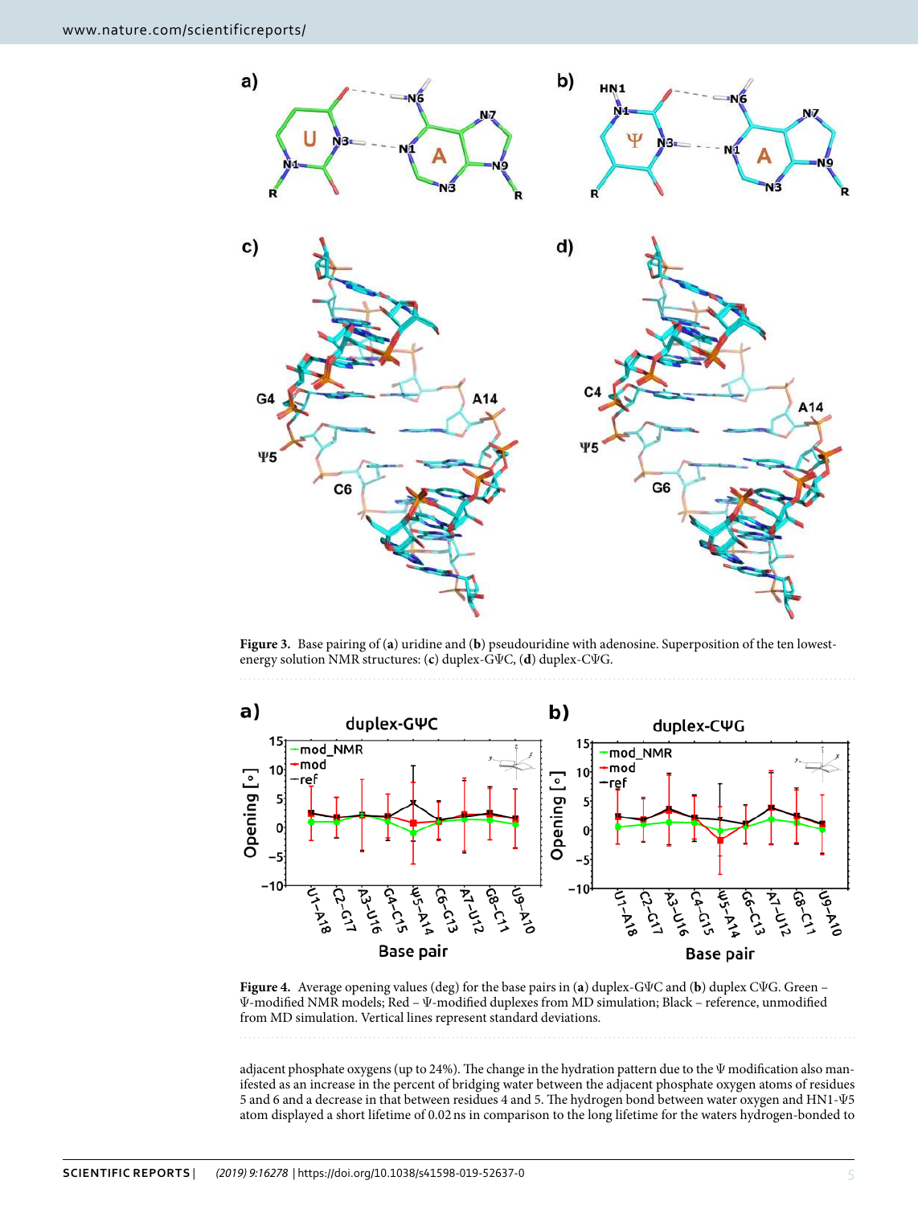**Figure 3.** Base pairing of (**a**) uridine and (**b**) pseudouridine with adenosine. Superposition of the ten lowest-energy solution NMR structures: (**c**) duplex-GΨC, (**d**) duplex-CΨG.

**Figure 4.** Average opening values (deg) for the base pairs in (**a**) duplex-GΨC and (**b**) duplex CΨG. Green – Ψ-modified NMR models; Red – Ψ-modified duplexes from MD simulation; Black – reference, unmodified from MD simulation. Vertical lines represent standard deviations.

adjacent phosphate oxygens (up to 24%). The change in the hydration pattern due to the Ψ modification also manifested as an increase in the percent of bridging water between the adjacent phosphate oxygen atoms of residues 5 and 6 and a decrease in that between residues 4 and 5. The hydrogen bond between water oxygen and HN1-Ψ5 atom displayed a short lifetime of 0.02 ns in comparison to the long lifetime for the waters hydrogen-bonded to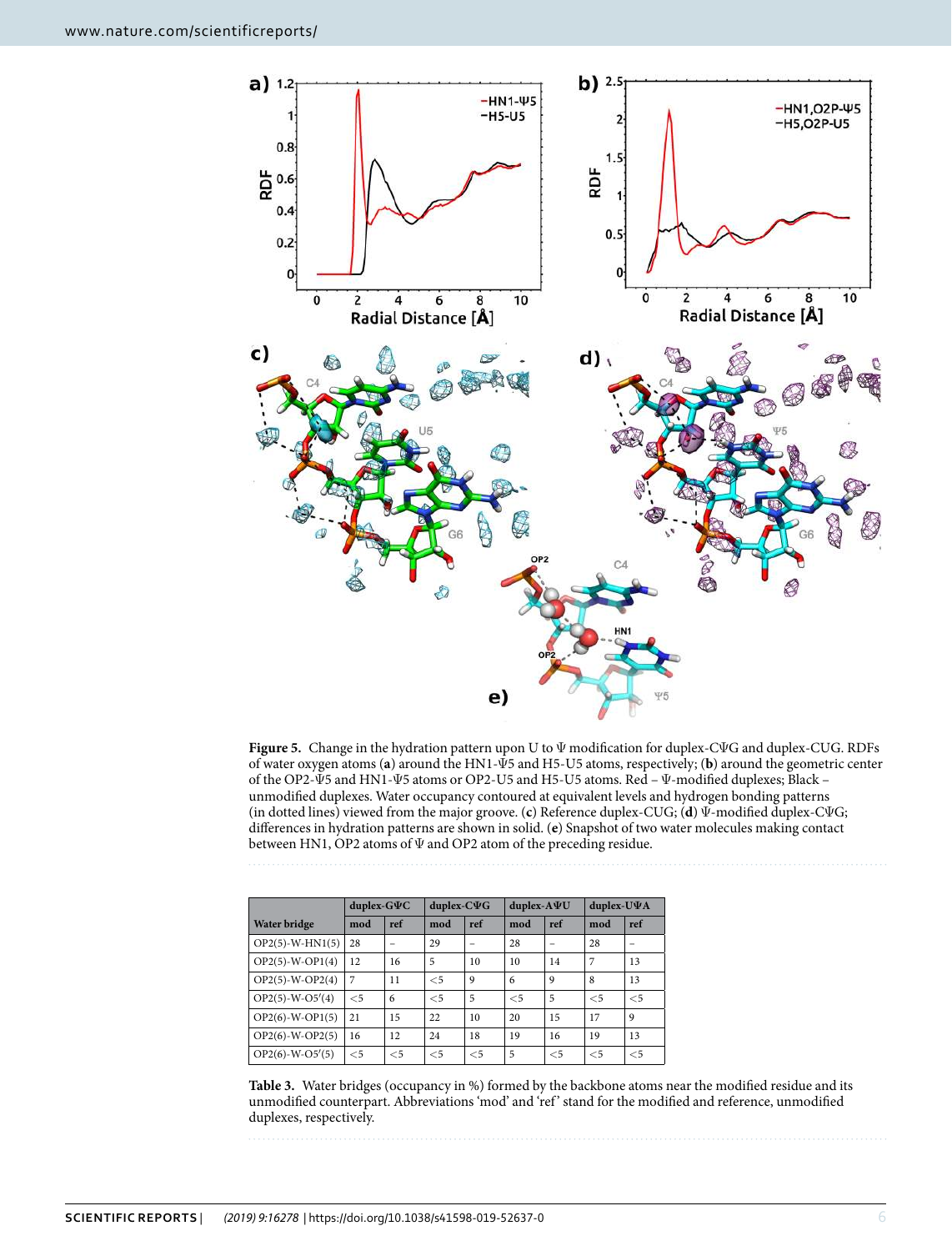**Figure 5.** Change in the hydration pattern upon U to Ψ modification for duplex-CΨG and duplex-CUG. RDFs of water oxygen atoms (**a**) around the HN1-Ψ5 and H5-U5 atoms, respectively; (**b**) around the geometric center of the OP2-Ψ5 and HN1-Ψ5 atoms or OP2-U5 and H5-U5 atoms. Red – Ψ-modified duplexes; Black – unmodified duplexes. Water occupancy contoured at equivalent levels and hydrogen bonding patterns (in dotted lines) viewed from the major groove. (**c**) Reference duplex-CUG; (**d**) Ψ-modified duplex-CΨG; differences in hydration patterns are shown in solid. (**e**) Snapshot of two water molecules making contact between HN1, OP2 atoms of Ψ and OP2 atom of the preceding residue.

| | duplex-GΨC | | duplex-CΨG | | duplex-AΨU | | duplex-UΨA | |
|---|---|---|---|---|---|---|---|---|
| **Water bridge** | **mod** | **ref** | **mod** | **ref** | **mod** | **ref** | **mod** | **ref** |
| OP2(5)-W-HN1(5) | 28 | – | 29 | – | 28 | – | 28 | – |
| OP2(5)-W-OP1(4) | 12 | 16 | 5 | 10 | 10 | 14 | 7 | 13 |
| OP2(5)-W-OP2(4) | 7 | 11 | <5 | 9 | 6 | 9 | 8 | 13 |
| OP2(5)-W-O5′(4) | <5 | 6 | <5 | 5 | <5 | 5 | <5 | <5 |
| OP2(6)-W-OP1(5) | 21 | 15 | 22 | 10 | 20 | 15 | 17 | 9 |
| OP2(6)-W-OP2(5) | 16 | 12 | 24 | 18 | 19 | 16 | 19 | 13 |
| OP2(6)-W-O5′(5) | <5 | <5 | <5 | <5 | 5 | <5 | <5 | <5 |

**Table 3.** Water bridges (occupancy in %) formed by the backbone atoms near the modified residue and its unmodified counterpart. Abbreviations 'mod' and 'ref' stand for the modified and reference, unmodified duplexes, respectively.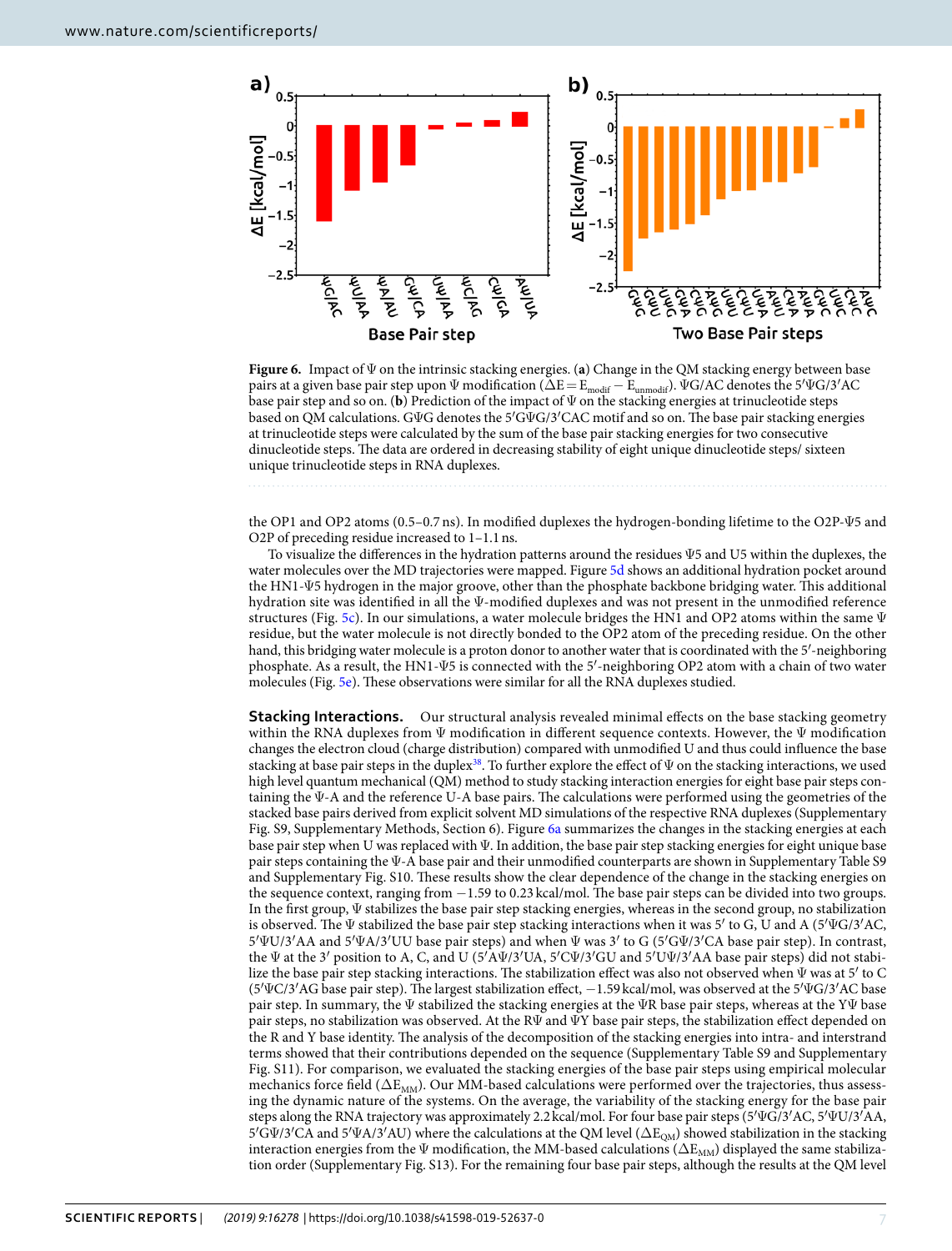**Figure 6.** Impact of Ψ on the intrinsic stacking energies. (**a**) Change in the QM stacking energy between base pairs at a given base pair step upon Ψ modification ($\Delta E = E_{modif} - E_{unmodif}$). ΨG/AC denotes the 5′ΨG/3′AC base pair step and so on. (**b**) Prediction of the impact of Ψ on the stacking energies at trinucleotide steps based on QM calculations. GΨG denotes the 5′GΨG/3′CAC motif and so on. The base pair stacking energies at trinucleotide steps were calculated by the sum of the base pair stacking energies for two consecutive dinucleotide steps. The data are ordered in decreasing stability of eight unique dinucleotide steps/ sixteen unique trinucleotide steps in RNA duplexes.

the OP1 and OP2 atoms (0.5–0.7 ns). In modified duplexes the hydrogen-bonding lifetime to the O2P-Ψ5 and O2P of preceding residue increased to 1–1.1 ns.

To visualize the differences in the hydration patterns around the residues Ψ5 and U5 within the duplexes, the water molecules over the MD trajectories were mapped. Figure 5d shows an additional hydration pocket around the HN1-Ψ5 hydrogen in the major groove, other than the phosphate backbone bridging water. This additional hydration site was identified in all the Ψ-modified duplexes and was not present in the unmodified reference structures (Fig. 5c). In our simulations, a water molecule bridges the HN1 and OP2 atoms within the same Ψ residue, but the water molecule is not directly bonded to the OP2 atom of the preceding residue. On the other hand, this bridging water molecule is a proton donor to another water that is coordinated with the 5′-neighboring phosphate. As a result, the HN1-Ψ5 is connected with the 5′-neighboring OP2 atom with a chain of two water molecules (Fig. 5e). These observations were similar for all the RNA duplexes studied.

**Stacking Interactions.** Our structural analysis revealed minimal effects on the base stacking geometry within the RNA duplexes from Ψ modification in different sequence contexts. However, the Ψ modification changes the electron cloud (charge distribution) compared with unmodified U and thus could influence the base stacking at base pair steps in the duplex[38]. To further explore the effect of Ψ on the stacking interactions, we used high level quantum mechanical (QM) method to study stacking interaction energies for eight base pair steps containing the Ψ-A and the reference U-A base pairs. The calculations were performed using the geometries of the stacked base pairs derived from explicit solvent MD simulations of the respective RNA duplexes (Supplementary Fig. S9, Supplementary Methods, Section 6). Figure 6a summarizes the changes in the stacking energies at each base pair step when U was replaced with Ψ. In addition, the base pair step stacking energies for eight unique base pair steps containing the Ψ-A base pair and their unmodified counterparts are shown in Supplementary Table S9 and Supplementary Fig. S10. These results show the clear dependence of the change in the stacking energies on the sequence context, ranging from −1.59 to 0.23 kcal/mol. The base pair steps can be divided into two groups. In the first group, Ψ stabilizes the base pair step stacking energies, whereas in the second group, no stabilization is observed. The Ψ stabilized the base pair step stacking interactions when it was 5′ to G, U and A (5′ΨG/3′AC, 5′ΨU/3′AA and 5′ΨA/3′UU base pair steps) and when Ψ was 3′ to G (5′GΨ/3′CA base pair step). In contrast, the Ψ at the 3′ position to A, C, and U (5′AΨ/3′UA, 5′CΨ/3′GU and 5′UΨ/3′AA base pair steps) did not stabilize the base pair step stacking interactions. The stabilization effect was also not observed when Ψ was at 5′ to C (5′ΨC/3′AG base pair step). The largest stabilization effect, −1.59 kcal/mol, was observed at the 5′ΨG/3′AC base pair step. In summary, the Ψ stabilized the stacking energies at the ΨR base pair steps, whereas at the YΨ base pair steps, no stabilization was observed. At the RΨ and ΨY base pair steps, the stabilization effect depended on the R and Y base identity. The analysis of the decomposition of the stacking energies into intra- and interstrand terms showed that their contributions depended on the sequence (Supplementary Table S9 and Supplementary Fig. S11). For comparison, we evaluated the stacking energies of the base pair steps using empirical molecular mechanics force field ($\Delta E_{MM}$). Our MM-based calculations were performed over the trajectories, thus assessing the dynamic nature of the systems. On the average, the variability of the stacking energy for the base pair steps along the RNA trajectory was approximately 2.2 kcal/mol. For four base pair steps (5′ΨG/3′AC, 5′ΨU/3′AA, 5′GΨ/3′CA and 5′ΨA/3′AU) where the calculations at the QM level ($\Delta E_{QM}$) showed stabilization in the stacking interaction energies from the Ψ modification, the MM-based calculations ($\Delta E_{MM}$) displayed the same stabilization order (Supplementary Fig. S13). For the remaining four base pair steps, although the results at the QM level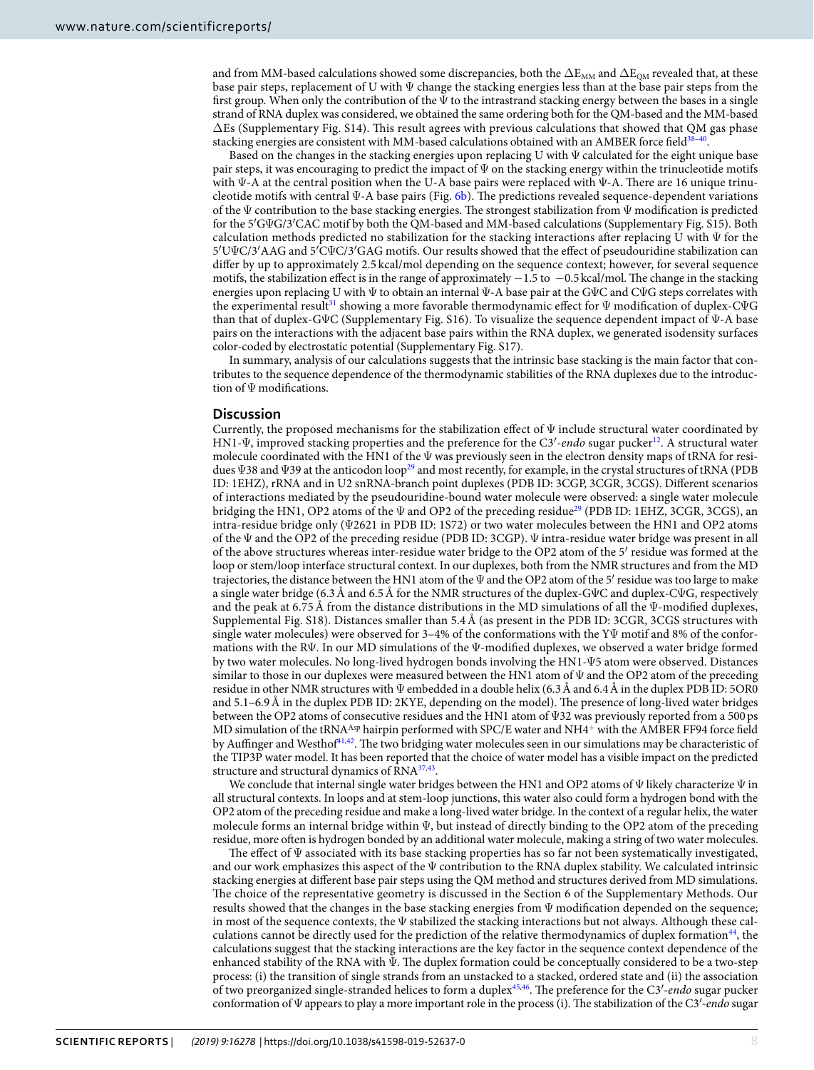and from MM-based calculations showed some discrepancies, both the $\Delta E_{MM}$ and $\Delta E_{QM}$ revealed that, at these base pair steps, replacement of U with Ψ change the stacking energies less than at the base pair steps from the first group. When only the contribution of the Ψ to the intrastrand stacking energy between the bases in a single strand of RNA duplex was considered, we obtained the same ordering both for the QM-based and the MM-based ΔEs (Supplementary Fig. S14). This result agrees with previous calculations that showed that QM gas phase stacking energies are consistent with MM-based calculations obtained with an AMBER force field[38–40].

Based on the changes in the stacking energies upon replacing U with Ψ calculated for the eight unique base pair steps, it was encouraging to predict the impact of Ψ on the stacking energy within the trinucleotide motifs with Ψ-A at the central position when the U-A base pairs were replaced with Ψ-A. There are 16 unique trinucleotide motifs with central Ψ-A base pairs (Fig. 6b). The predictions revealed sequence-dependent variations of the Ψ contribution to the base stacking energies. The strongest stabilization from Ψ modification is predicted for the 5′GΨG/3′CAC motif by both the QM-based and MM-based calculations (Supplementary Fig. S15). Both calculation methods predicted no stabilization for the stacking interactions after replacing U with Ψ for the 5′UΨC/3′AAG and 5′CΨC/3′GAG motifs. Our results showed that the effect of pseudouridine stabilization can differ by up to approximately 2.5 kcal/mol depending on the sequence context; however, for several sequence motifs, the stabilization effect is in the range of approximately −1.5 to −0.5 kcal/mol. The change in the stacking energies upon replacing U with Ψ to obtain an internal Ψ-A base pair at the GΨC and CΨG steps correlates with the experimental result[31] showing a more favorable thermodynamic effect for Ψ modification of duplex-CΨG than that of duplex-GΨC (Supplementary Fig. S16). To visualize the sequence dependent impact of Ψ-A base pairs on the interactions with the adjacent base pairs within the RNA duplex, we generated isodensity surfaces color-coded by electrostatic potential (Supplementary Fig. S17).

In summary, analysis of our calculations suggests that the intrinsic base stacking is the main factor that contributes to the sequence dependence of the thermodynamic stabilities of the RNA duplexes due to the introduction of Ψ modifications.

## Discussion

Currently, the proposed mechanisms for the stabilization effect of Ψ include structural water coordinated by HN1-Ψ, improved stacking properties and the preference for the C3′-*endo* sugar pucker[12]. A structural water molecule coordinated with the HN1 of the Ψ was previously seen in the electron density maps of tRNA for residues Ψ38 and Ψ39 at the anticodon loop[29] and most recently, for example, in the crystal structures of tRNA (PDB ID: 1EHZ), rRNA and in U2 snRNA-branch point duplexes (PDB ID: 3CGP, 3CGR, 3CGS). Different scenarios of interactions mediated by the pseudouridine-bound water molecule were observed: a single water molecule bridging the HN1, OP2 atoms of the Ψ and OP2 of the preceding residue[29] (PDB ID: 1EHZ, 3CGR, 3CGS), an intra-residue bridge only (Ψ2621 in PDB ID: 1S72) or two water molecules between the HN1 and OP2 atoms of the Ψ and the OP2 of the preceding residue (PDB ID: 3CGP). Ψ intra-residue water bridge was present in all of the above structures whereas inter-residue water bridge to the OP2 atom of the 5′ residue was formed at the loop or stem/loop interface structural context. In our duplexes, both from the NMR structures and from the MD trajectories, the distance between the HN1 atom of the Ψ and the OP2 atom of the 5′ residue was too large to make a single water bridge (6.3 Å and 6.5 Å for the NMR structures of the duplex-GΨC and duplex-CΨG, respectively and the peak at 6.75 Å from the distance distributions in the MD simulations of all the Ψ-modified duplexes, Supplemental Fig. S18). Distances smaller than 5.4 Å (as present in the PDB ID: 3CGR, 3CGS structures with single water molecules) were observed for 3–4% of the conformations with the YΨ motif and 8% of the conformations with the RΨ. In our MD simulations of the Ψ-modified duplexes, we observed a water bridge formed by two water molecules. No long-lived hydrogen bonds involving the HN1-Ψ5 atom were observed. Distances similar to those in our duplexes were measured between the HN1 atom of Ψ and the OP2 atom of the preceding residue in other NMR structures with Ψ embedded in a double helix (6.3 Å and 6.4 Å in the duplex PDB ID: 5OR0 and 5.1–6.9 Å in the duplex PDB ID: 2KYE, depending on the model). The presence of long-lived water bridges between the OP2 atoms of consecutive residues and the HN1 atom of Ψ32 was previously reported from a 500 ps MD simulation of the $tRNA^{Asp}$ hairpin performed with SPC/E water and $NH4^+$ with the AMBER FF94 force field by Auffinger and Westhof[41,42]. The two bridging water molecules seen in our simulations may be characteristic of the TIP3P water model. It has been reported that the choice of water model has a visible impact on the predicted structure and structural dynamics of RNA[37,43].

We conclude that internal single water bridges between the HN1 and OP2 atoms of Ψ likely characterize Ψ in all structural contexts. In loops and at stem-loop junctions, this water also could form a hydrogen bond with the OP2 atom of the preceding residue and make a long-lived water bridge. In the context of a regular helix, the water molecule forms an internal bridge within Ψ, but instead of directly binding to the OP2 atom of the preceding residue, more often is hydrogen bonded by an additional water molecule, making a string of two water molecules.

The effect of Ψ associated with its base stacking properties has so far not been systematically investigated, and our work emphasizes this aspect of the Ψ contribution to the RNA duplex stability. We calculated intrinsic stacking energies at different base pair steps using the QM method and structures derived from MD simulations. The choice of the representative geometry is discussed in the Section 6 of the Supplementary Methods. Our results showed that the changes in the base stacking energies from Ψ modification depended on the sequence; in most of the sequence contexts, the Ψ stabilized the stacking interactions but not always. Although these calculations cannot be directly used for the prediction of the relative thermodynamics of duplex formation[44], the calculations suggest that the stacking interactions are the key factor in the sequence context dependence of the enhanced stability of the RNA with Ψ. The duplex formation could be conceptually considered to be a two-step process: (i) the transition of single strands from an unstacked to a stacked, ordered state and (ii) the association of two preorganized single-stranded helices to form a duplex[45,46]. The preference for the C3′-*endo* sugar pucker conformation of Ψ appears to play a more important role in the process (i). The stabilization of the C3′-*endo* sugar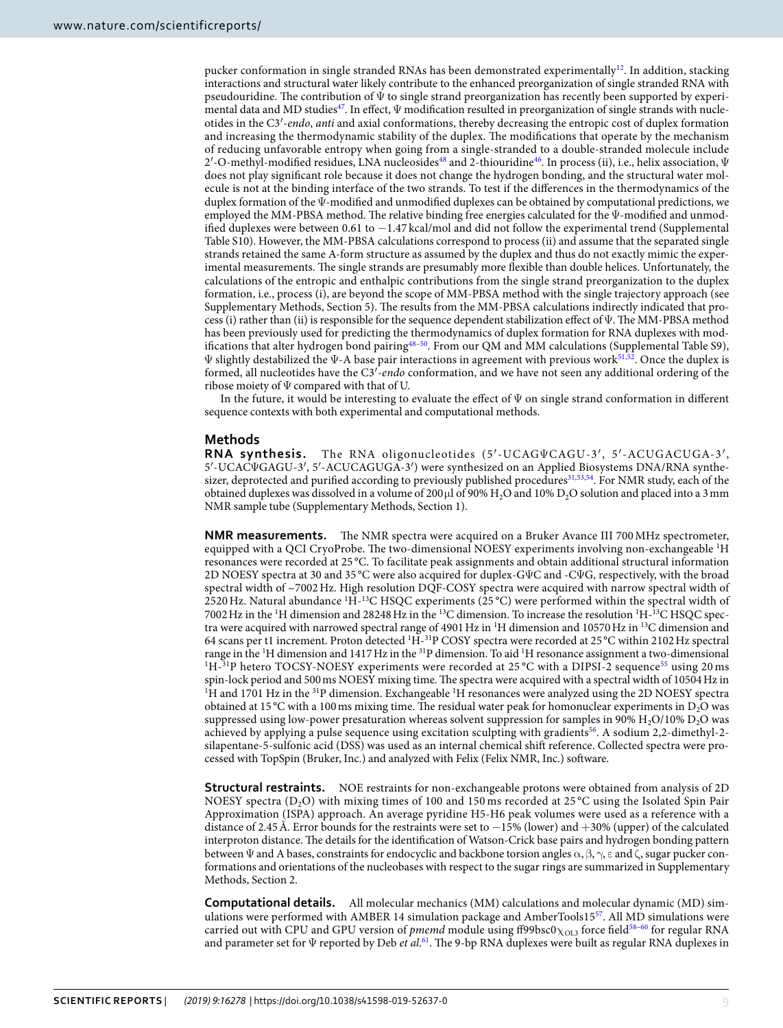pucker conformation in single stranded RNAs has been demonstrated experimentally[12]. In addition, stacking interactions and structural water likely contribute to the enhanced preorganization of single stranded RNA with pseudouridine. The contribution of Ψ to single strand preorganization has recently been supported by experimental data and MD studies[47]. In effect, Ψ modification resulted in preorganization of single strands with nucleotides in the C3′-*endo*, *anti* and axial conformations, thereby decreasing the entropic cost of duplex formation and increasing the thermodynamic stability of the duplex. The modifications that operate by the mechanism of reducing unfavorable entropy when going from a single-stranded to a double-stranded molecule include 2′-O-methyl-modified residues, LNA nucleosides[48] and 2-thiouridine[46]. In process (ii), i.e., helix association, Ψ does not play significant role because it does not change the hydrogen bonding, and the structural water molecule is not at the binding interface of the two strands. To test if the differences in the thermodynamics of the duplex formation of the Ψ-modified and unmodified duplexes can be obtained by computational predictions, we employed the MM-PBSA method. The relative binding free energies calculated for the Ψ-modified and unmodified duplexes were between 0.61 to −1.47 kcal/mol and did not follow the experimental trend (Supplemental Table S10). However, the MM-PBSA calculations correspond to process (ii) and assume that the separated single strands retained the same A-form structure as assumed by the duplex and thus do not exactly mimic the experimental measurements. The single strands are presumably more flexible than double helices. Unfortunately, the calculations of the entropic and enthalpic contributions from the single strand preorganization to the duplex formation, i.e., process (i), are beyond the scope of MM-PBSA method with the single trajectory approach (see Supplementary Methods, Section 5). The results from the MM-PBSA calculations indirectly indicated that process (i) rather than (ii) is responsible for the sequence dependent stabilization effect of Ψ. The MM-PBSA method has been previously used for predicting the thermodynamics of duplex formation for RNA duplexes with modifications that alter hydrogen bond pairing[48–50]. From our QM and MM calculations (Supplemental Table S9), Ψ slightly destabilized the Ψ-A base pair interactions in agreement with previous work[51,52]. Once the duplex is formed, all nucleotides have the C3′-*endo* conformation, and we have not seen any additional ordering of the ribose moiety of Ψ compared with that of U.

In the future, it would be interesting to evaluate the effect of Ψ on single strand conformation in different sequence contexts with both experimental and computational methods.

## Methods

**RNA synthesis.** The RNA oligonucleotides (5′-UCAGΨCAGU-3′, 5′-ACUGACUGA-3′, 5′-UCACΨGAGU-3′, 5′-ACUCAGUGA-3′) were synthesized on an Applied Biosystems DNA/RNA synthesizer, deprotected and purified according to previously published procedures[31,53,54]. For NMR study, each of the obtained duplexes was dissolved in a volume of 200 µl of 90% $H_2O$ and 10% $D_2O$ solution and placed into a 3 mm NMR sample tube (Supplementary Methods, Section 1).

**NMR measurements.** The NMR spectra were acquired on a Bruker Avance III 700 MHz spectrometer, equipped with a QCI CryoProbe. The two-dimensional NOESY experiments involving non-exchangeable $^1$H resonances were recorded at 25 °C. To facilitate peak assignments and obtain additional structural information 2D NOESY spectra at 30 and 35 °C were also acquired for duplex-GΨC and -CΨG, respectively, with the broad spectral width of ~7002 Hz. High resolution DQF-COSY spectra were acquired with narrow spectral width of 2520 Hz. Natural abundance $^1$H-$^{13}$C HSQC experiments (25 °C) were performed within the spectral width of 7002 Hz in the $^1$H dimension and 28248 Hz in the $^{13}$C dimension. To increase the resolution $^1$H-$^{13}$C HSQC spectra were acquired with narrowed spectral range of 4901 Hz in $^1$H dimension and 10570 Hz in $^{13}$C dimension and 64 scans per t1 increment. Proton detected $^1$H-$^{31}$P COSY spectra were recorded at 25 °C within 2102 Hz spectral range in the $^1$H dimension and 1417 Hz in the $^{31}$P dimension. To aid $^1$H resonance assignment a two-dimensional $^1$H-$^{31}$P hetero TOCSY-NOESY experiments were recorded at 25 °C with a DIPSI-2 sequence[55] using 20 ms spin-lock period and 500 ms NOESY mixing time. The spectra were acquired with a spectral width of 10504 Hz in $^1$H and 1701 Hz in the $^{31}$P dimension. Exchangeable $^1$H resonances were analyzed using the 2D NOESY spectra obtained at 15 °C with a 100 ms mixing time. The residual water peak for homonuclear experiments in $D_2O$ was suppressed using low-power presaturation whereas solvent suppression for samples in 90% $H_2O$/10% $D_2O$ was achieved by applying a pulse sequence using excitation sculpting with gradients[56]. A sodium 2,2-dimethyl-2-silapentane-5-sulfonic acid (DSS) was used as an internal chemical shift reference. Collected spectra were processed with TopSpin (Bruker, Inc.) and analyzed with Felix (Felix NMR, Inc.) software.

**Structural restraints.** NOE restraints for non-exchangeable protons were obtained from analysis of 2D NOESY spectra ($D_2O$) with mixing times of 100 and 150 ms recorded at 25 °C using the Isolated Spin Pair Approximation (ISPA) approach. An average pyridine H5-H6 peak volumes were used as a reference with a distance of 2.45 Å. Error bounds for the restraints were set to −15% (lower) and +30% (upper) of the calculated interproton distance. The details for the identification of Watson-Crick base pairs and hydrogen bonding pattern between Ψ and A bases, constraints for endocyclic and backbone torsion angles α, β, γ, ε and ζ, sugar pucker conformations and orientations of the nucleobases with respect to the sugar rings are summarized in Supplementary Methods, Section 2.

**Computational details.** All molecular mechanics (MM) calculations and molecular dynamic (MD) simulations were performed with AMBER 14 simulation package and AmberTools15[57]. All MD simulations were carried out with CPU and GPU version of *pmemd* module using ff99bsc0$\chi_{OL3}$ force field[58–60] for regular RNA and parameter set for Ψ reported by Deb *et al.*[61]. The 9-bp RNA duplexes were built as regular RNA duplexes in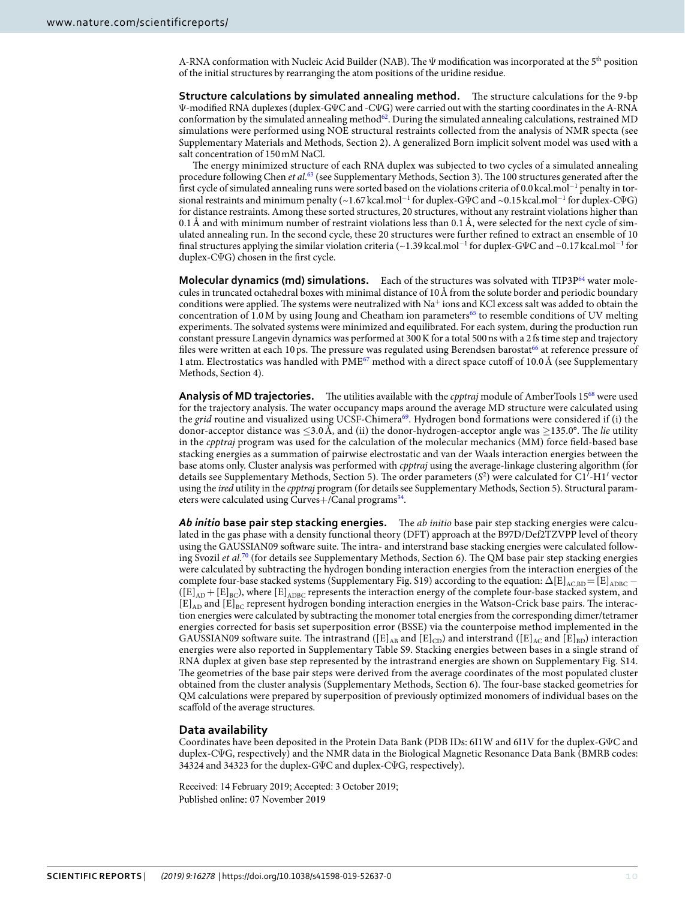A-RNA conformation with Nucleic Acid Builder (NAB). The Ψ modification was incorporated at the 5[th] position of the initial structures by rearranging the atom positions of the uridine residue.

**Structure calculations by simulated annealing method.** The structure calculations for the 9-bp Ψ-modified RNA duplexes (duplex-GΨC and -CΨG) were carried out with the starting coordinates in the A-RNA conformation by the simulated annealing method[62]. During the simulated annealing calculations, restrained MD simulations were performed using NOE structural restraints collected from the analysis of NMR specta (see Supplementary Materials and Methods, Section 2). A generalized Born implicit solvent model was used with a salt concentration of 150 mM NaCl.

The energy minimized structure of each RNA duplex was subjected to two cycles of a simulated annealing procedure following Chen *et al.*[63] (see Supplementary Methods, Section 3). The 100 structures generated after the first cycle of simulated annealing runs were sorted based on the violations criteria of 0.0 kcal.mol$^{-1}$ penalty in torsional restraints and minimum penalty (~1.67 kcal.mol$^{-1}$ for duplex-GΨC and ~0.15 kcal.mol$^{-1}$ for duplex-CΨG) for distance restraints. Among these sorted structures, 20 structures, without any restraint violations higher than 0.1 Å and with minimum number of restraint violations less than 0.1 Å, were selected for the next cycle of simulated annealing run. In the second cycle, these 20 structures were further refined to extract an ensemble of 10 final structures applying the similar violation criteria (~1.39 kcal.mol$^{-1}$ for duplex-GΨC and ~0.17 kcal.mol$^{-1}$ for duplex-CΨG) chosen in the first cycle.

**Molecular dynamics (md) simulations.** Each of the structures was solvated with TIP3P[64] water molecules in truncated octahedral boxes with minimal distance of 10 Å from the solute border and periodic boundary conditions were applied. The systems were neutralized with $Na^+$ ions and KCl excess salt was added to obtain the concentration of 1.0 M by using Joung and Cheatham ion parameters[65] to resemble conditions of UV melting experiments. The solvated systems were minimized and equilibrated. For each system, during the production run constant pressure Langevin dynamics was performed at 300 K for a total 500 ns with a 2 fs time step and trajectory files were written at each 10 ps. The pressure was regulated using Berendsen barostat[66] at reference pressure of 1 atm. Electrostatics was handled with PME[67] method with a direct space cutoff of 10.0 Å (see Supplementary Methods, Section 4).

**Analysis of MD trajectories.** The utilities available with the *cpptraj* module of AmberTools 15[68] were used for the trajectory analysis. The water occupancy maps around the average MD structure were calculated using the *grid* routine and visualized using UCSF-Chimera[69]. Hydrogen bond formations were considered if (i) the donor-acceptor distance was ≤3.0 Å, and (ii) the donor-hydrogen-acceptor angle was ≥135.0°. The *lie* utility in the *cpptraj* program was used for the calculation of the molecular mechanics (MM) force field-based base stacking energies as a summation of pairwise electrostatic and van der Waals interaction energies between the base atoms only. Cluster analysis was performed with *cpptraj* using the average-linkage clustering algorithm (for details see Supplementary Methods, Section 5). The order parameters ($S^2$) were calculated for C1′-H1′ vector using the *ired* utility in the *cpptraj* program (for details see Supplementary Methods, Section 5). Structural parameters were calculated using Curves+/Canal programs[34].

***Ab initio* base pair step stacking energies.** The *ab initio* base pair step stacking energies were calculated in the gas phase with a density functional theory (DFT) approach at the B97D/Def2TZVPP level of theory using the GAUSSIAN09 software suite. The intra- and interstrand base stacking energies were calculated following Svozil *et al.*[70] (for details see Supplementary Methods, Section 6). The QM base pair step stacking energies were calculated by subtracting the hydrogen bonding interaction energies from the interaction energies of the complete four-base stacked systems (Supplementary Fig. S19) according to the equation: $\Delta[E]_{AC,BD} = [E]_{ADBC} - ([E]_{AD} + [E]_{BC})$, where $[E]_{ADBC}$ represents the interaction energy of the complete four-base stacked system, and $[E]_{AD}$ and $[E]_{BC}$ represent hydrogen bonding interaction energies in the Watson-Crick base pairs. The interaction energies were calculated by subtracting the monomer total energies from the corresponding dimer/tetramer energies corrected for basis set superposition error (BSSE) via the counterpoise method implemented in the GAUSSIAN09 software suite. The intrastrand ($[E]_{AB}$ and $[E]_{CD}$) and interstrand ($[E]_{AC}$ and $[E]_{BD}$) interaction energies were also reported in Supplementary Table S9. Stacking energies between bases in a single strand of RNA duplex at given base step represented by the intrastrand energies are shown on Supplementary Fig. S14. The geometries of the base pair steps were derived from the average coordinates of the most populated cluster obtained from the cluster analysis (Supplementary Methods, Section 6). The four-base stacked geometries for QM calculations were prepared by superposition of previously optimized monomers of individual bases on the scaffold of the average structures.

## Data availability

Coordinates have been deposited in the Protein Data Bank (PDB IDs: 6I1W and 6I1V for the duplex-GΨC and duplex-CΨG, respectively) and the NMR data in the Biological Magnetic Resonance Data Bank (BMRB codes: 34324 and 34323 for the duplex-GΨC and duplex-CΨG, respectively).

Received: 14 February 2019; Accepted: 3 October 2019;
Published online: 07 November 2019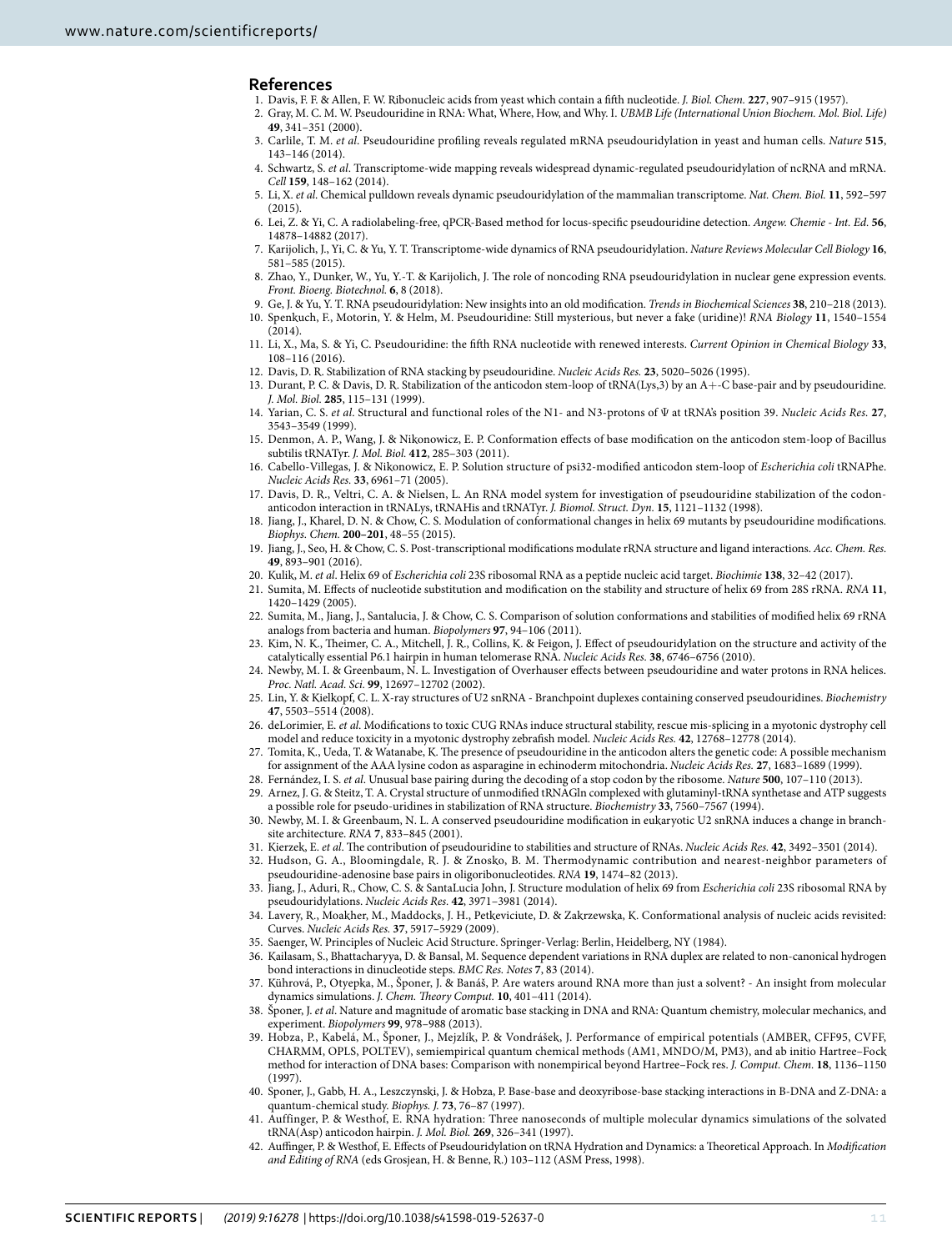## References

1. Davis, F. F. & Allen, F. W. Ribonucleic acids from yeast which contain a fifth nucleotide. *J. Biol. Chem.* **227**, 907–915 (1957).
2. Gray, M. C. M. W. Pseudouridine in RNA: What, Where, How, and Why. I. *UBMB Life (International Union Biochem. Mol. Biol. Life)* **49**, 341–351 (2000).
3. Carlile, T. M. *et al*. Pseudouridine profiling reveals regulated mRNA pseudouridylation in yeast and human cells. *Nature* **515**, 143–146 (2014).
4. Schwartz, S. *et al*. Transcriptome-wide mapping reveals widespread dynamic-regulated pseudouridylation of ncRNA and mRNA. *Cell* **159**, 148–162 (2014).
5. Li, X. *et al*. Chemical pulldown reveals dynamic pseudouridylation of the mammalian transcriptome. *Nat. Chem. Biol.* **11**, 592–597 (2015).
6. Lei, Z. & Yi, C. A radiolabeling-free, qPCR-Based method for locus-specific pseudouridine detection. *Angew. Chemie - Int. Ed.* **56**, 14878–14882 (2017).
7. Karijolich, J., Yi, C. & Yu, Y. T. Transcriptome-wide dynamics of RNA pseudouridylation. *Nature Reviews Molecular Cell Biology* **16**, 581–585 (2015).
8. Zhao, Y., Dunker, W., Yu, Y.-T. & Karijolich, J. The role of noncoding RNA pseudouridylation in nuclear gene expression events. *Front. Bioeng. Biotechnol.* **6**, 8 (2018).
9. Ge, J. & Yu, Y. T. RNA pseudouridylation: New insights into an old modification. *Trends in Biochemical Sciences* **38**, 210–218 (2013).
10. Spenkuch, F., Motorin, Y. & Helm, M. Pseudouridine: Still mysterious, but never a fake (uridine)! *RNA Biology* **11**, 1540–1554 (2014).
11. Li, X., Ma, S. & Yi, C. Pseudouridine: the fifth RNA nucleotide with renewed interests. *Current Opinion in Chemical Biology* **33**, 108–116 (2016).
12. Davis, D. R. Stabilization of RNA stacking by pseudouridine. *Nucleic Acids Res.* **23**, 5020–5026 (1995).
13. Durant, P. C. & Davis, D. R. Stabilization of the anticodon stem-loop of tRNA(Lys,3) by an A+-C base-pair and by pseudouridine. *J. Mol. Biol.* **285**, 115–131 (1999).
14. Yarian, C. S. *et al*. Structural and functional roles of the N1- and N3-protons of Ψ at tRNA's position 39. *Nucleic Acids Res.* **27**, 3543–3549 (1999).
15. Denmon, A. P., Wang, J. & Nikonowicz, E. P. Conformation effects of base modification on the anticodon stem-loop of Bacillus subtilis tRNATyr. *J. Mol. Biol.* **412**, 285–303 (2011).
16. Cabello-Villegas, J. & Nikonowicz, E. P. Solution structure of psi32-modified anticodon stem-loop of *Escherichia coli* tRNAPhe. *Nucleic Acids Res.* **33**, 6961–71 (2005).
17. Davis, D. R., Veltri, C. A. & Nielsen, L. An RNA model system for investigation of pseudouridine stabilization of the codon-anticodon interaction in tRNALys, tRNAHis and tRNATyr. *J. Biomol. Struct. Dyn.* **15**, 1121–1132 (1998).
18. Jiang, J., Kharel, D. N. & Chow, C. S. Modulation of conformational changes in helix 69 mutants by pseudouridine modifications. *Biophys. Chem.* **200–201**, 48–55 (2015).
19. Jiang, J., Seo, H. & Chow, C. S. Post-transcriptional modifications modulate rRNA structure and ligand interactions. *Acc. Chem. Res.* **49**, 893–901 (2016).
20. Kulik, M. *et al*. Helix 69 of *Escherichia coli* 23S ribosomal RNA as a peptide nucleic acid target. *Biochimie* **138**, 32–42 (2017).
21. Sumita, M. Effects of nucleotide substitution and modification on the stability and structure of helix 69 from 28S rRNA. *RNA* **11**, 1420–1429 (2005).
22. Sumita, M., Jiang, J., Santalucia, J. & Chow, C. S. Comparison of solution conformations and stabilities of modified helix 69 rRNA analogs from bacteria and human. *Biopolymers* **97**, 94–106 (2011).
23. Kim, N. K., Theimer, C. A., Mitchell, J. R., Collins, K. & Feigon, J. Effect of pseudouridylation on the structure and activity of the catalytically essential P6.1 hairpin in human telomerase RNA. *Nucleic Acids Res.* **38**, 6746–6756 (2010).
24. Newby, M. I. & Greenbaum, N. L. Investigation of Overhauser effects between pseudouridine and water protons in RNA helices. *Proc. Natl. Acad. Sci.* **99**, 12697–12702 (2002).
25. Lin, Y. & Kielkopf, C. L. X-ray structures of U2 snRNA - Branchpoint duplexes containing conserved pseudouridines. *Biochemistry* **47**, 5503–5514 (2008).
26. deLorimier, E. *et al*. Modifications to toxic CUG RNAs induce structural stability, rescue mis-splicing in a myotonic dystrophy cell model and reduce toxicity in a myotonic dystrophy zebrafish model. *Nucleic Acids Res.* **42**, 12768–12778 (2014).
27. Tomita, K., Ueda, T. & Watanabe, K. The presence of pseudouridine in the anticodon alters the genetic code: A possible mechanism for assignment of the AAA lysine codon as asparagine in echinoderm mitochondria. *Nucleic Acids Res.* **27**, 1683–1689 (1999).
28. Fernández, I. S. *et al*. Unusual base pairing during the decoding of a stop codon by the ribosome. *Nature* **500**, 107–110 (2013).
29. Arnez, J. G. & Steitz, T. A. Crystal structure of unmodified tRNAGln complexed with glutaminyl-tRNA synthetase and ATP suggests a possible role for pseudo-uridines in stabilization of RNA structure. *Biochemistry* **33**, 7560–7567 (1994).
30. Newby, M. I. & Greenbaum, N. L. A conserved pseudouridine modification in eukaryotic U2 snRNA induces a change in branch-site architecture. *RNA* **7**, 833–845 (2001).
31. Kierzek, E. *et al*. The contribution of pseudouridine to stabilities and structure of RNAs. *Nucleic Acids Res.* **42**, 3492–3501 (2014).
32. Hudson, G. A., Bloomingdale, R. J. & Znosko, B. M. Thermodynamic contribution and nearest-neighbor parameters of pseudouridine-adenosine base pairs in oligoribonucleotides. *RNA* **19**, 1474–82 (2013).
33. Jiang, J., Aduri, R., Chow, C. S. & SantaLucia John, J. Structure modulation of helix 69 from *Escherichia coli* 23S ribosomal RNA by pseudouridylations. *Nucleic Acids Res.* **42**, 3971–3981 (2014).
34. Lavery, R., Moakher, M., Maddocks, J. H., Petkeviciute, D. & Zakrzewska, K. Conformational analysis of nucleic acids revisited: Curves. *Nucleic Acids Res.* **37**, 5917–5929 (2009).
35. Saenger, W. Principles of Nucleic Acid Structure. Springer-Verlag: Berlin, Heidelberg, NY (1984).
36. Kailasam, S., Bhattacharyya, D. & Bansal, M. Sequence dependent variations in RNA duplex are related to non-canonical hydrogen bond interactions in dinucleotide steps. *BMC Res. Notes* **7**, 83 (2014).
37. Kührová, P., Otyepka, M., Šponer, J. & Banáš, P. Are waters around RNA more than just a solvent? - An insight from molecular dynamics simulations. *J. Chem. Theory Comput.* **10**, 401–411 (2014).
38. Šponer, J. *et al*. Nature and magnitude of aromatic base stacking in DNA and RNA: Quantum chemistry, molecular mechanics, and experiment. *Biopolymers* **99**, 978–988 (2013).
39. Hobza, P., Kabelá, M., Šponer, J., Mejzlík, P. & Vondrášek, J. Performance of empirical potentials (AMBER, CFF95, CVFF, CHARMM, OPLS, POLTEV), semiempirical quantum chemical methods (AM1, MNDO/M, PM3), and ab initio Hartree–Fock method for interaction of DNA bases: Comparison with nonempirical beyond Hartree–Fock res. *J. Comput. Chem.* **18**, 1136–1150 (1997).
40. Sponer, J., Gabb, H. A., Leszczynski, J. & Hobza, P. Base-base and deoxyribose-base stacking interactions in B-DNA and Z-DNA: a quantum-chemical study. *Biophys. J.* **73**, 76–87 (1997).
41. Auffinger, P. & Westhof, E. RNA hydration: Three nanoseconds of multiple molecular dynamics simulations of the solvated tRNA(Asp) anticodon hairpin. *J. Mol. Biol.* **269**, 326–341 (1997).
42. Auffinger, P. & Westhof, E. Effects of Pseudouridylation on tRNA Hydration and Dynamics: a Theoretical Approach. In *Modification and Editing of RNA* (eds Grosjean, H. & Benne, R.) 103–112 (ASM Press, 1998).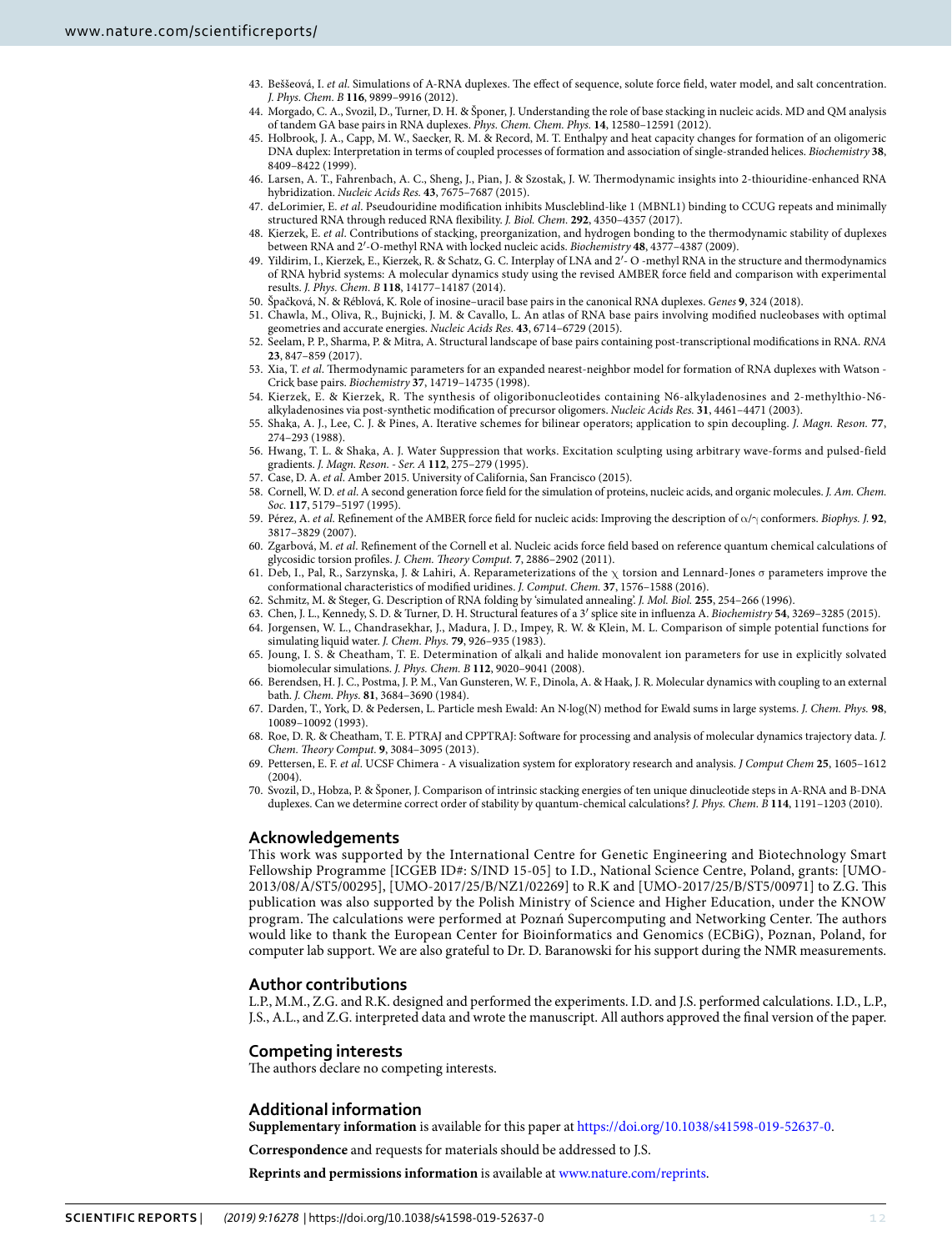43. Beššeová, I. *et al*. Simulations of A-RNA duplexes. The effect of sequence, solute force field, water model, and salt concentration. *J. Phys. Chem. B* **116**, 9899–9916 (2012).
44. Morgado, C. A., Svozil, D., Turner, D. H. & Šponer, J. Understanding the role of base stacking in nucleic acids. MD and QM analysis of tandem GA base pairs in RNA duplexes. *Phys. Chem. Chem. Phys.* **14**, 12580–12591 (2012).
45. Holbrook, J. A., Capp, M. W., Saecker, R. M. & Record, M. T. Enthalpy and heat capacity changes for formation of an oligomeric DNA duplex: Interpretation in terms of coupled processes of formation and association of single-stranded helices. *Biochemistry* **38**, 8409–8422 (1999).
46. Larsen, A. T., Fahrenbach, A. C., Sheng, J., Pian, J. & Szostak, J. W. Thermodynamic insights into 2-thiouridine-enhanced RNA hybridization. *Nucleic Acids Res.* **43**, 7675–7687 (2015).
47. deLorimier, E. *et al*. Pseudouridine modification inhibits Muscleblind-like 1 (MBNL1) binding to CCUG repeats and minimally structured RNA through reduced RNA flexibility. *J. Biol. Chem.* **292**, 4350–4357 (2017).
48. Kierzek, E. *et al*. Contributions of stacking, preorganization, and hydrogen bonding to the thermodynamic stability of duplexes between RNA and 2′-O-methyl RNA with locked nucleic acids. *Biochemistry* **48**, 4377–4387 (2009).
49. Yildirim, I., Kierzek, E., Kierzek, R. & Schatz, G. C. Interplay of LNA and 2′- O -methyl RNA in the structure and thermodynamics of RNA hybrid systems: A molecular dynamics study using the revised AMBER force field and comparison with experimental results. *J. Phys. Chem. B* **118**, 14177–14187 (2014).
50. Špačková, N. & Réblová, K. Role of inosine–uracil base pairs in the canonical RNA duplexes. *Genes* **9**, 324 (2018).
51. Chawla, M., Oliva, R., Bujnicki, J. M. & Cavallo, L. An atlas of RNA base pairs involving modified nucleobases with optimal geometries and accurate energies. *Nucleic Acids Res.* **43**, 6714–6729 (2015).
52. Seelam, P. P., Sharma, P. & Mitra, A. Structural landscape of base pairs containing post-transcriptional modifications in RNA. *RNA* **23**, 847–859 (2017).
53. Xia, T. *et al*. Thermodynamic parameters for an expanded nearest-neighbor model for formation of RNA duplexes with Watson - Crick base pairs. *Biochemistry* **37**, 14719–14735 (1998).
54. Kierzek, E. & Kierzek, R. The synthesis of oligoribonucleotides containing N6-alkyladenosines and 2-methylthio-N6-alkyladenosines via post-synthetic modification of precursor oligomers. *Nucleic Acids Res.* **31**, 4461–4471 (2003).
55. Shaka, A. J., Lee, C. J. & Pines, A. Iterative schemes for bilinear operators; application to spin decoupling. *J. Magn. Reson.* **77**, 274–293 (1988).
56. Hwang, T. L. & Shaka, A. J. Water Suppression that works. Excitation sculpting using arbitrary wave-forms and pulsed-field gradients. *J. Magn. Reson. - Ser. A* **112**, 275–279 (1995).
57. Case, D. A. *et al*. Amber 2015. University of California, San Francisco (2015).
58. Cornell, W. D. *et al*. A second generation force field for the simulation of proteins, nucleic acids, and organic molecules. *J. Am. Chem. Soc.* **117**, 5179–5197 (1995).
59. Pérez, A. *et al*. Refinement of the AMBER force field for nucleic acids: Improving the description of α/γ conformers. *Biophys. J.* **92**, 3817–3829 (2007).
60. Zgarbová, M. *et al*. Refinement of the Cornell et al. Nucleic acids force field based on reference quantum chemical calculations of glycosidic torsion profiles. *J. Chem. Theory Comput.* **7**, 2886–2902 (2011).
61. Deb, I., Pal, R., Sarzynska, J. & Lahiri, A. Reparameterizations of the χ torsion and Lennard-Jones σ parameters improve the conformational characteristics of modified uridines. *J. Comput. Chem.* **37**, 1576–1588 (2016).
62. Schmitz, M. & Steger, G. Description of RNA folding by 'simulated annealing'. *J. Mol. Biol.* **255**, 254–266 (1996).
63. Chen, J. L., Kennedy, S. D. & Turner, D. H. Structural features of a 3′ splice site in influenza A. *Biochemistry* **54**, 3269–3285 (2015).
64. Jorgensen, W. L., Chandrasekhar, J., Madura, J. D., Impey, R. W. & Klein, M. L. Comparison of simple potential functions for simulating liquid water. *J. Chem. Phys.* **79**, 926–935 (1983).
65. Joung, I. S. & Cheatham, T. E. Determination of alkali and halide monovalent ion parameters for use in explicitly solvated biomolecular simulations. *J. Phys. Chem. B* **112**, 9020–9041 (2008).
66. Berendsen, H. J. C., Postma, J. P. M., Van Gunsteren, W. F., Dinola, A. & Haak, J. R. Molecular dynamics with coupling to an external bath. *J. Chem. Phys.* **81**, 3684–3690 (1984).
67. Darden, T., York, D. & Pedersen, L. Particle mesh Ewald: An N·log(N) method for Ewald sums in large systems. *J. Chem. Phys.* **98**, 10089–10092 (1993).
68. Roe, D. R. & Cheatham, T. E. PTRAJ and CPPTRAJ: Software for processing and analysis of molecular dynamics trajectory data. *J. Chem. Theory Comput.* **9**, 3084–3095 (2013).
69. Pettersen, E. F. *et al*. UCSF Chimera - A visualization system for exploratory research and analysis. *J Comput Chem* **25**, 1605–1612 (2004).
70. Svozil, D., Hobza, P. & Šponer, J. Comparison of intrinsic stacking energies of ten unique dinucleotide steps in A-RNA and B-DNA duplexes. Can we determine correct order of stability by quantum-chemical calculations? *J. Phys. Chem. B* **114**, 1191–1203 (2010).

## Acknowledgements

This work was supported by the International Centre for Genetic Engineering and Biotechnology Smart Fellowship Programme [ICGEB ID#: S/IND 15-05] to I.D., National Science Centre, Poland, grants: [UMO-2013/08/A/ST5/00295], [UMO-2017/25/B/NZ1/02269] to R.K and [UMO-2017/25/B/ST5/00971] to Z.G. This publication was also supported by the Polish Ministry of Science and Higher Education, under the KNOW program. The calculations were performed at Poznań Supercomputing and Networking Center. The authors would like to thank the European Center for Bioinformatics and Genomics (ECBiG), Poznan, Poland, for computer lab support. We are also grateful to Dr. D. Baranowski for his support during the NMR measurements.

## Author contributions

L.P., M.M., Z.G. and R.K. designed and performed the experiments. I.D. and J.S. performed calculations. I.D., L.P., J.S., A.L., and Z.G. interpreted data and wrote the manuscript. All authors approved the final version of the paper.

## Competing interests

The authors declare no competing interests.

## Additional information

**Supplementary information** is available for this paper at https://doi.org/10.1038/s41598-019-52637-0.

**Correspondence** and requests for materials should be addressed to J.S.

**Reprints and permissions information** is available at www.nature.com/reprints.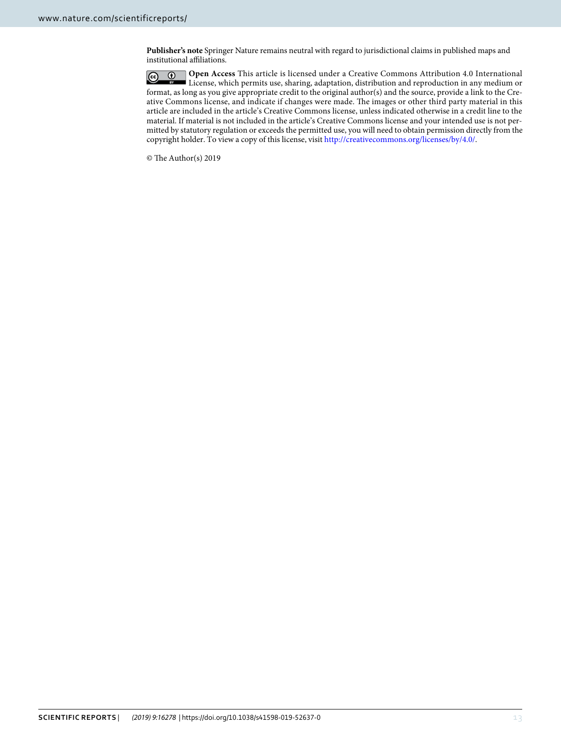**Publisher's note** Springer Nature remains neutral with regard to jurisdictional claims in published maps and institutional affiliations.

**Open Access** This article is licensed under a Creative Commons Attribution 4.0 International License, which permits use, sharing, adaptation, distribution and reproduction in any medium or format, as long as you give appropriate credit to the original author(s) and the source, provide a link to the Creative Commons license, and indicate if changes were made. The images or other third party material in this article are included in the article's Creative Commons license, unless indicated otherwise in a credit line to the material. If material is not included in the article's Creative Commons license and your intended use is not permitted by statutory regulation or exceeds the permitted use, you will need to obtain permission directly from the copyright holder. To view a copy of this license, visit http://creativecommons.org/licenses/by/4.0/.

© The Author(s) 2019